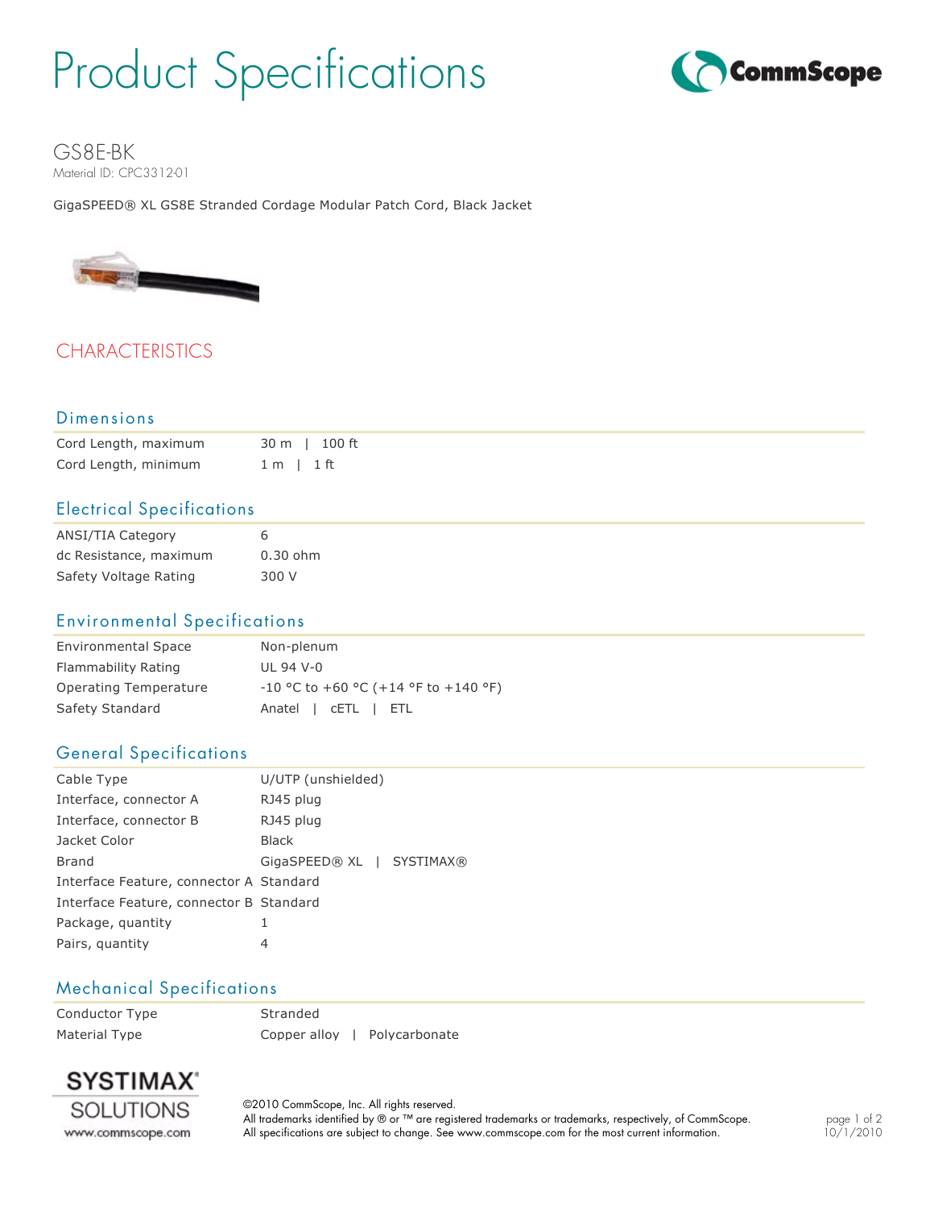# Product Specifications

## GS8E-BK

Material ID: CPC3312-01

GigaSPEED® XL GS8E Stranded Cordage Modular Patch Cord, Black Jacket

## CHARACTERISTICS

### Dimensions

| | |
|---|---|
| Cord Length, maximum | 30 m \| 100 ft |
| Cord Length, minimum | 1 m \| 1 ft |

### Electrical Specifications

| | |
|---|---|
| ANSI/TIA Category | 6 |
| dc Resistance, maximum | 0.30 ohm |
| Safety Voltage Rating | 300 V |

### Environmental Specifications

| | |
|---|---|
| Environmental Space | Non-plenum |
| Flammability Rating | UL 94 V-0 |
| Operating Temperature | -10 °C to +60 °C (+14 °F to +140 °F) |
| Safety Standard | Anatel \| cETL \| ETL |

### General Specifications

| | |
|---|---|
| Cable Type | U/UTP (unshielded) |
| Interface, connector A | RJ45 plug |
| Interface, connector B | RJ45 plug |
| Jacket Color | Black |
| Brand | GigaSPEED® XL \| SYSTIMAX® |
| Interface Feature, connector A | Standard |
| Interface Feature, connector B | Standard |
| Package, quantity | 1 |
| Pairs, quantity | 4 |

### Mechanical Specifications

| | |
|---|---|
| Conductor Type | Stranded |
| Material Type | Copper alloy \| Polycarbonate |

SYSTIMAX® SOLUTIONS
www.commscope.com

©2010 CommScope, Inc. All rights reserved.
All trademarks identified by ® or ™ are registered trademarks or trademarks, respectively, of CommScope.
All specifications are subject to change. See www.commscope.com for the most current information.

10/1/2010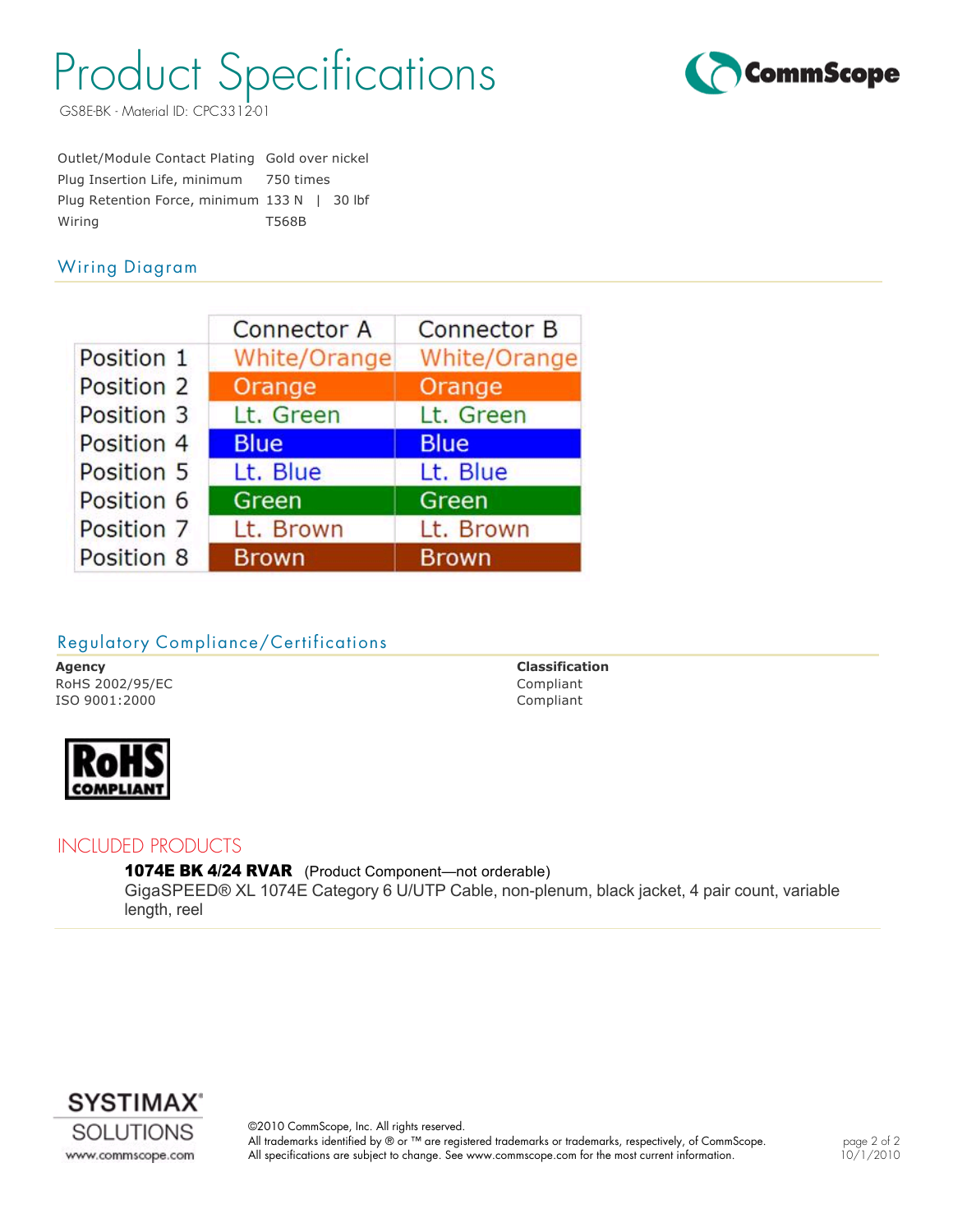# Product Specifications

GS8E-BK - Material ID: CPC3312-01

| | |
|---|---|
| Outlet/Module Contact Plating | Gold over nickel |
| Plug Insertion Life, minimum | 750 times |
| Plug Retention Force, minimum | 133 N \| 30 lbf |
| Wiring | T568B |

## Wiring Diagram

| | Connector A | Connector B |
|---|---|---|
| Position 1 | White/Orange | White/Orange |
| Position 2 | Orange | Orange |
| Position 3 | Lt. Green | Lt. Green |
| Position 4 | Blue | Blue |
| Position 5 | Lt. Blue | Lt. Blue |
| Position 6 | Green | Green |
| Position 7 | Lt. Brown | Lt. Brown |
| Position 8 | Brown | Brown |

## Regulatory Compliance/Certifications

| Agency | Classification |
|---|---|
| RoHS 2002/95/EC | Compliant |
| ISO 9001:2000 | Compliant |

RoHS COMPLIANT

## INCLUDED PRODUCTS

**1074E BK 4/24 RVAR** (Product Component—not orderable)
GigaSPEED® XL 1074E Category 6 U/UTP Cable, non-plenum, black jacket, 4 pair count, variable length, reel

SYSTIMAX® SOLUTIONS
www.commscope.com

©2010 CommScope, Inc. All rights reserved.
All trademarks identified by ® or ™ are registered trademarks or trademarks, respectively, of CommScope.
All specifications are subject to change. See www.commscope.com for the most current information.

10/1/2010